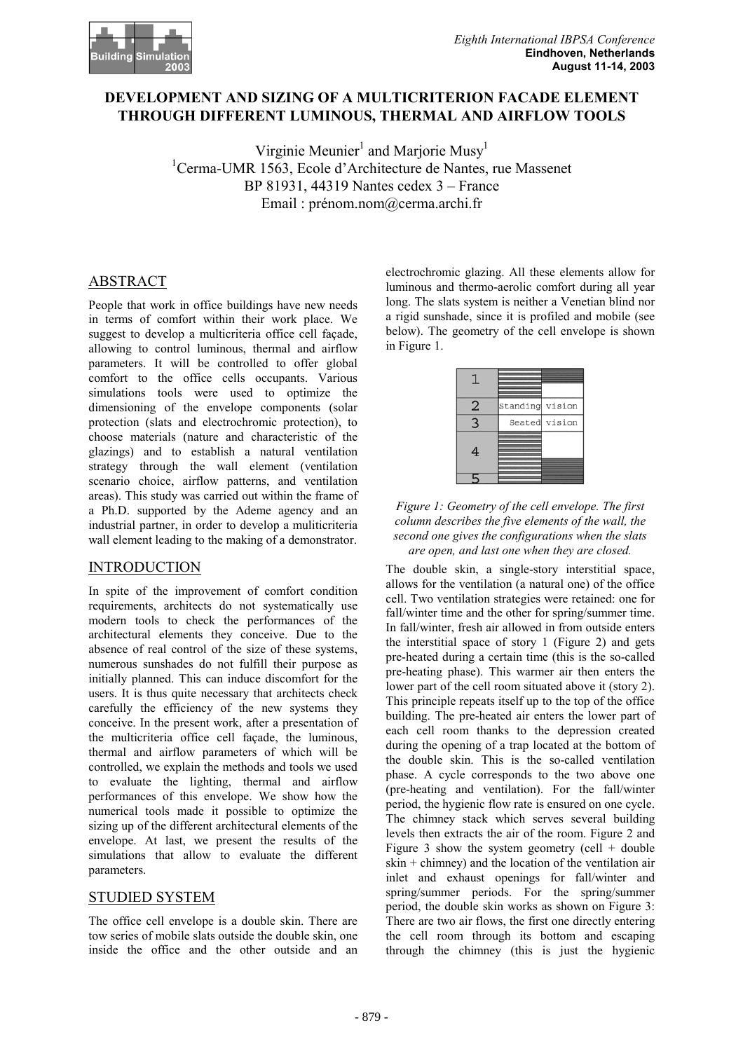# DEVELOPMENT AND SIZING OF A MULTICRITERION FACADE ELEMENT THROUGH DIFFERENT LUMINOUS, THERMAL AND AIRFLOW TOOLS

Virginie Meunier[1] and Marjorie Musy[1]

[1]Cerma-UMR 1563, Ecole d'Architecture de Nantes, rue Massenet
BP 81931, 44319 Nantes cedex 3 – France
Email : prénom.nom@cerma.archi.fr

## ABSTRACT

People that work in office buildings have new needs in terms of comfort within their work place. We suggest to develop a multicriteria office cell façade, allowing to control luminous, thermal and airflow parameters. It will be controlled to offer global comfort to the office cells occupants. Various simulations tools were used to optimize the dimensioning of the envelope components (solar protection (slats and electrochromic protection), to choose materials (nature and characteristic of the glazings) and to establish a natural ventilation strategy through the wall element (ventilation scenario choice, airflow patterns, and ventilation areas). This study was carried out within the frame of a Ph.D. supported by the Ademe agency and an industrial partner, in order to develop a muliticriteria wall element leading to the making of a demonstrator.

## INTRODUCTION

In spite of the improvement of comfort condition requirements, architects do not systematically use modern tools to check the performances of the architectural elements they conceive. Due to the absence of real control of the size of these systems, numerous sunshades do not fulfill their purpose as initially planned. This can induce discomfort for the users. It is thus quite necessary that architects check carefully the efficiency of the new systems they conceive. In the present work, after a presentation of the multicriteria office cell façade, the luminous, thermal and airflow parameters of which will be controlled, we explain the methods and tools we used to evaluate the lighting, thermal and airflow performances of this envelope. We show how the numerical tools made it possible to optimize the sizing up of the different architectural elements of the envelope. At last, we present the results of the simulations that allow to evaluate the different parameters.

## STUDIED SYSTEM

The office cell envelope is a double skin. There are tow series of mobile slats outside the double skin, one inside the office and the other outside and an electrochromic glazing. All these elements allow for luminous and thermo-aerolic comfort during all year long. The slats system is neither a Venetian blind nor a rigid sunshade, since it is profiled and mobile (see below). The geometry of the cell envelope is shown in Figure 1.

| | | |
|---|---|---|
| 1 | | |
| 2 | Standing vision | |
| 3 | Seated vision | |
| 4 | | |
| 5 | | |

*Figure 1: Geometry of the cell envelope. The first column describes the five elements of the wall, the second one gives the configurations when the slats are open, and last one when they are closed.*

The double skin, a single-story interstitial space, allows for the ventilation (a natural one) of the office cell. Two ventilation strategies were retained: one for fall/winter time and the other for spring/summer time. In fall/winter, fresh air allowed in from outside enters the interstitial space of story 1 (Figure 2) and gets pre-heated during a certain time (this is the so-called pre-heating phase). This warmer air then enters the lower part of the cell room situated above it (story 2). This principle repeats itself up to the top of the office building. The pre-heated air enters the lower part of each cell room thanks to the depression created during the opening of a trap located at the bottom of the double skin. This is the so-called ventilation phase. A cycle corresponds to the two above one (pre-heating and ventilation). For the fall/winter period, the hygienic flow rate is ensured on one cycle. The chimney stack which serves several building levels then extracts the air of the room. Figure 2 and Figure 3 show the system geometry (cell + double skin + chimney) and the location of the ventilation air inlet and exhaust openings for fall/winter and spring/summer periods. For the spring/summer period, the double skin works as shown on Figure 3: There are two air flows, the first one directly entering the cell room through its bottom and escaping through the chimney (this is just the hygienic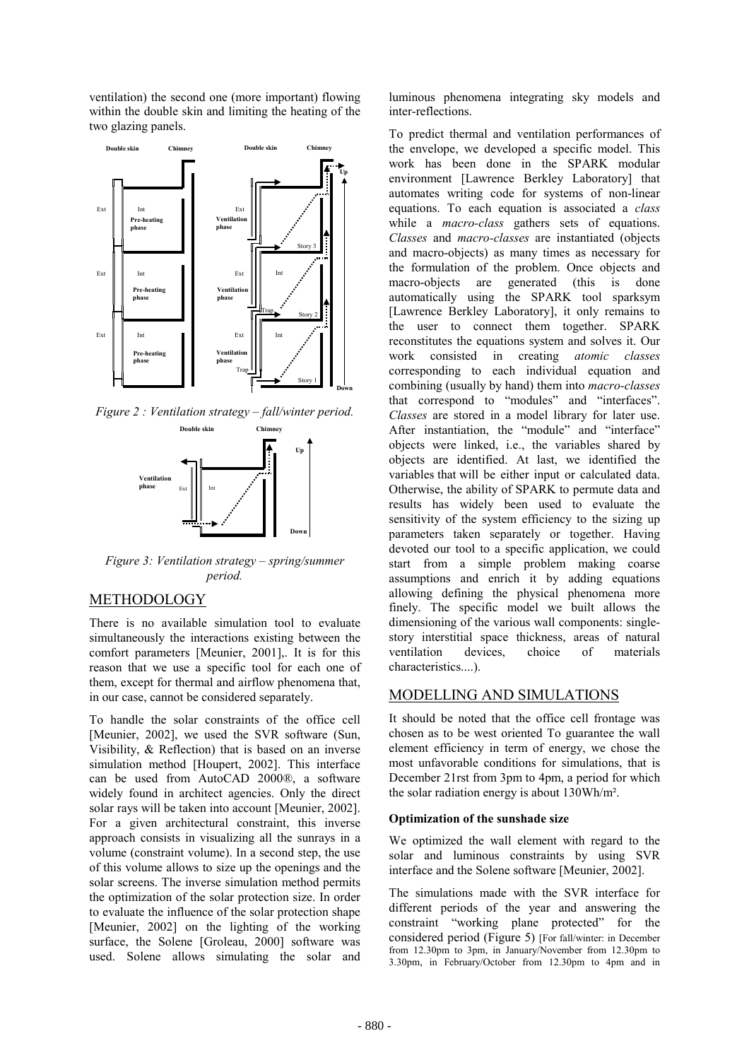ventilation) the second one (more important) flowing within the double skin and limiting the heating of the two glazing panels.

*Figure 2 : Ventilation strategy – fall/winter period.*

*Figure 3: Ventilation strategy – spring/summer period.*

## METHODOLOGY

There is no available simulation tool to evaluate simultaneously the interactions existing between the comfort parameters [Meunier, 2001],. It is for this reason that we use a specific tool for each one of them, except for thermal and airflow phenomena that, in our case, cannot be considered separately.

To handle the solar constraints of the office cell [Meunier, 2002], we used the SVR software (Sun, Visibility, & Reflection) that is based on an inverse simulation method [Houpert, 2002]. This interface can be used from AutoCAD 2000®, a software widely found in architect agencies. Only the direct solar rays will be taken into account [Meunier, 2002]. For a given architectural constraint, this inverse approach consists in visualizing all the sunrays in a volume (constraint volume). In a second step, the use of this volume allows to size up the openings and the solar screens. The inverse simulation method permits the optimization of the solar protection size. In order to evaluate the influence of the solar protection shape [Meunier, 2002] on the lighting of the working surface, the Solene [Groleau, 2000] software was used. Solene allows simulating the solar and luminous phenomena integrating sky models and inter-reflections.

To predict thermal and ventilation performances of the envelope, we developed a specific model. This work has been done in the SPARK modular environment [Lawrence Berkley Laboratory] that automates writing code for systems of non-linear equations. To each equation is associated a *class* while a *macro-class* gathers sets of equations. *Classes* and *macro-classes* are instantiated (objects and macro-objects) as many times as necessary for the formulation of the problem. Once objects and macro-objects are generated (this is done automatically using the SPARK tool sparksym [Lawrence Berkley Laboratory], it only remains to the user to connect them together. SPARK reconstitutes the equations system and solves it. Our work consisted in creating *atomic classes* corresponding to each individual equation and combining (usually by hand) them into *macro-classes* that correspond to "modules" and "interfaces". *Classes* are stored in a model library for later use. After instantiation, the "module" and "interface" objects were linked, i.e., the variables shared by objects are identified. At last, we identified the variables that will be either input or calculated data. Otherwise, the ability of SPARK to permute data and results has widely been used to evaluate the sensitivity of the system efficiency to the sizing up parameters taken separately or together. Having devoted our tool to a specific application, we could start from a simple problem making coarse assumptions and enrich it by adding equations allowing defining the physical phenomena more finely. The specific model we built allows the dimensioning of the various wall components: single-story interstitial space thickness, areas of natural ventilation devices, choice of materials characteristics....).

## MODELLING AND SIMULATIONS

It should be noted that the office cell frontage was chosen as to be west oriented To guarantee the wall element efficiency in term of energy, we chose the most unfavorable conditions for simulations, that is December 21rst from 3pm to 4pm, a period for which the solar radiation energy is about 130Wh/m².

**Optimization of the sunshade size**

We optimized the wall element with regard to the solar and luminous constraints by using SVR interface and the Solene software [Meunier, 2002].

The simulations made with the SVR interface for different periods of the year and answering the constraint "working plane protected" for the considered period (Figure 5) [For fall/winter: in December from 12.30pm to 3pm, in January/November from 12.30pm to 3.30pm, in February/October from 12.30pm to 4pm and in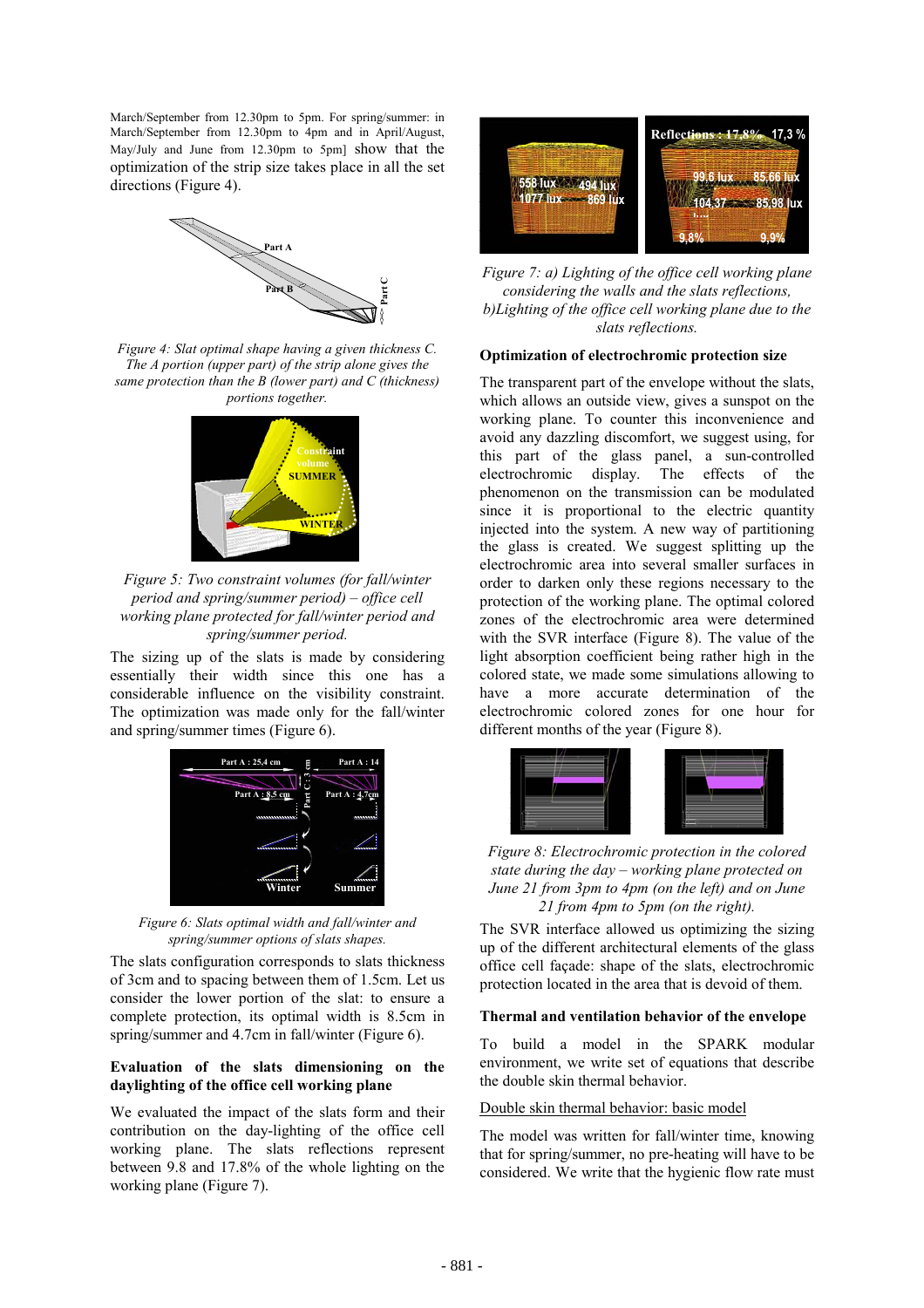March/September from 12.30pm to 5pm. For spring/summer: in March/September from 12.30pm to 4pm and in April/August, May/July and June from 12.30pm to 5pm] show that the optimization of the strip size takes place in all the set directions (Figure 4).

*Figure 4: Slat optimal shape having a given thickness C. The A portion (upper part) of the strip alone gives the same protection than the B (lower part) and C (thickness) portions together.*

*Figure 5: Two constraint volumes (for fall/winter period and spring/summer period) – office cell working plane protected for fall/winter period and spring/summer period.*

The sizing up of the slats is made by considering essentially their width since this one has a considerable influence on the visibility constraint. The optimization was made only for the fall/winter and spring/summer times (Figure 6).

*Figure 6: Slats optimal width and fall/winter and spring/summer options of slats shapes.*

The slats configuration corresponds to slats thickness of 3cm and to spacing between them of 1.5cm. Let us consider the lower portion of the slat: to ensure a complete protection, its optimal width is 8.5cm in spring/summer and 4.7cm in fall/winter (Figure 6).

### Evaluation of the slats dimensioning on the daylighting of the office cell working plane

We evaluated the impact of the slats form and their contribution on the day-lighting of the office cell working plane. The slats reflections represent between 9.8 and 17.8% of the whole lighting on the working plane (Figure 7).

*Figure 7: a) Lighting of the office cell working plane considering the walls and the slats reflections, b)Lighting of the office cell working plane due to the slats reflections.*

### Optimization of electrochromic protection size

The transparent part of the envelope without the slats, which allows an outside view, gives a sunspot on the working plane. To counter this inconvenience and avoid any dazzling discomfort, we suggest using, for this part of the glass panel, a sun-controlled electrochromic display. The effects of the phenomenon on the transmission can be modulated since it is proportional to the electric quantity injected into the system. A new way of partitioning the glass is created. We suggest splitting up the electrochromic area into several smaller surfaces in order to darken only these regions necessary to the protection of the working plane. The optimal colored zones of the electrochromic area were determined with the SVR interface (Figure 8). The value of the light absorption coefficient being rather high in the colored state, we made some simulations allowing to have a more accurate determination of the electrochromic colored zones for one hour for different months of the year (Figure 8).

*Figure 8: Electrochromic protection in the colored state during the day – working plane protected on June 21 from 3pm to 4pm (on the left) and on June 21 from 4pm to 5pm (on the right).*

The SVR interface allowed us optimizing the sizing up of the different architectural elements of the glass office cell façade: shape of the slats, electrochromic protection located in the area that is devoid of them.

### Thermal and ventilation behavior of the envelope

To build a model in the SPARK modular environment, we write set of equations that describe the double skin thermal behavior.

#### Double skin thermal behavior: basic model

The model was written for fall/winter time, knowing that for spring/summer, no pre-heating will have to be considered. We write that the hygienic flow rate must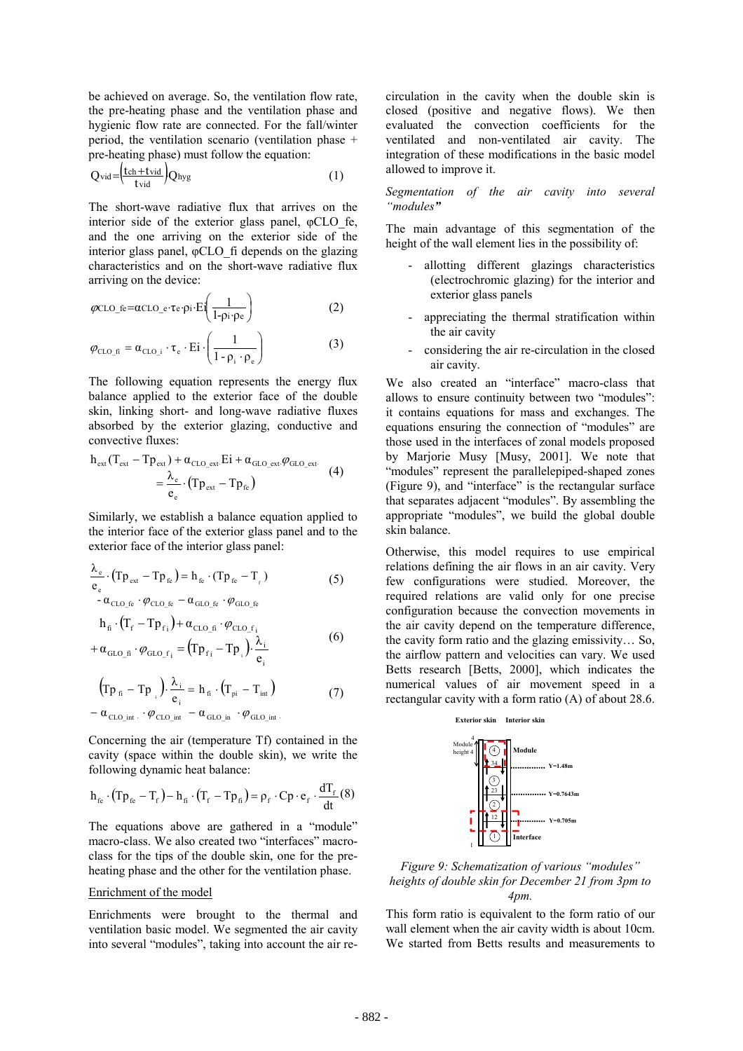be achieved on average. So, the ventilation flow rate, the pre-heating phase and the ventilation phase and hygienic flow rate are connected. For the fall/winter period, the ventilation scenario (ventilation phase + pre-heating phase) must follow the equation:

$$Q_{vid}=\left(\frac{t_{ch}+t_{vid}}{t_{vid}}\right)Q_{hyg} \quad (1)$$

The short-wave radiative flux that arrives on the interior side of the exterior glass panel, φCLO_fe, and the one arriving on the exterior side of the interior glass panel, φCLO_fi depends on the glazing characteristics and on the short-wave radiative flux arriving on the device:

$$\varphi_{CLO\_fe}=\alpha_{CLO\_e}\cdot\tau_e\cdot\rho_i\cdot Ei\left(\frac{1}{1-\rho_i\cdot\rho_e}\right) \quad (2)$$

$$\varphi_{CLO\_fi}=\alpha_{CLO\_i}\cdot\tau_e\cdot Ei\cdot\left(\frac{1}{1-\rho_i\cdot\rho_e}\right) \quad (3)$$

The following equation represents the energy flux balance applied to the exterior face of the double skin, linking short- and long-wave radiative fluxes absorbed by the exterior glazing, conductive and convective fluxes:

$$h_{ext}(T_{ext}-Tp_{ext})+\alpha_{CLO\_ext}Ei+\alpha_{GLO\_ext}\cdot\varphi_{GLO\_ext}=\frac{\lambda_e}{e_e}\cdot(Tp_{ext}-Tp_{fe}) \quad (4)$$

Similarly, we establish a balance equation applied to the interior face of the exterior glass panel and to the exterior face of the interior glass panel:

$$\frac{\lambda_e}{e_e}\cdot(Tp_{ext}-Tp_{fe})=h_{fe}\cdot(Tp_{fe}-T_f)-\alpha_{CLO\_fe}\cdot\varphi_{CLO\_fe}-\alpha_{GLO\_fe}\cdot\varphi_{GLO\_fe} \quad (5)$$

$$h_{fi}\cdot(T_f-Tp_{fi})+\alpha_{CLO\_fi}\cdot\varphi_{CLO\_fi}+\alpha_{GLO\_fi}\cdot\varphi_{GLO\_fi}=(Tp_{fi}-Tp_i)\cdot\frac{\lambda_i}{e_i} \quad (6)$$

$$(Tp_{fi}-Tp_i)\cdot\frac{\lambda_i}{e_i}=h_{fi}\cdot(T_{pi}-T_{int})-\alpha_{CLO\_int}\cdot\varphi_{CLO\_int}-\alpha_{GLO\_in}\cdot\varphi_{GLO\_int} \quad (7)$$

Concerning the air (temperature Tf) contained in the cavity (space within the double skin), we write the following dynamic heat balance:

$$h_{fe}\cdot(Tp_{fe}-T_f)-h_{fi}\cdot(T_f-Tp_{fi})=\rho_f\cdot Cp\cdot e_f\cdot\frac{dT_f}{dt} \quad (8)$$

The equations above are gathered in a "module" macro-class. We also created two "interfaces" macro-class for the tips of the double skin, one for the pre-heating phase and the other for the ventilation phase.

<u>Enrichment of the model</u>

Enrichments were brought to the thermal and ventilation basic model. We segmented the air cavity into several "modules", taking into account the air re-circulation in the cavity when the double skin is closed (positive and negative flows). We then evaluated the convection coefficients for the ventilated and non-ventilated air cavity. The integration of these modifications in the basic model allowed to improve it.

*Segmentation of the air cavity into several "modules"*

The main advantage of this segmentation of the height of the wall element lies in the possibility of:

- allotting different glazings characteristics (electrochromic glazing) for the interior and exterior glass panels
- appreciating the thermal stratification within the air cavity
- considering the air re-circulation in the closed air cavity.

We also created an "interface" macro-class that allows to ensure continuity between two "modules": it contains equations for mass and exchanges. The equations ensuring the connection of "modules" are those used in the interfaces of zonal models proposed by Marjorie Musy [Musy, 2001]. We note that "modules" represent the parallelepiped-shaped zones (Figure 9), and "interface" is the rectangular surface that separates adjacent "modules". By assembling the appropriate "modules", we build the global double skin balance.

Otherwise, this model requires to use empirical relations defining the air flows in an air cavity. Very few configurations were studied. Moreover, the required relations are valid only for one precise configuration because the convection movements in the air cavity depend on the temperature difference, the cavity form ratio and the glazing emissivity… So, the airflow pattern and velocities can vary. We used Betts research [Betts, 2000], which indicates the numerical values of air movement speed in a rectangular cavity with a form ratio (A) of about 28.6.

*Figure 9: Schematization of various "modules" heights of double skin for December 21 from 3pm to 4pm.*

This form ratio is equivalent to the form ratio of our wall element when the air cavity width is about 10cm. We started from Betts results and measurements to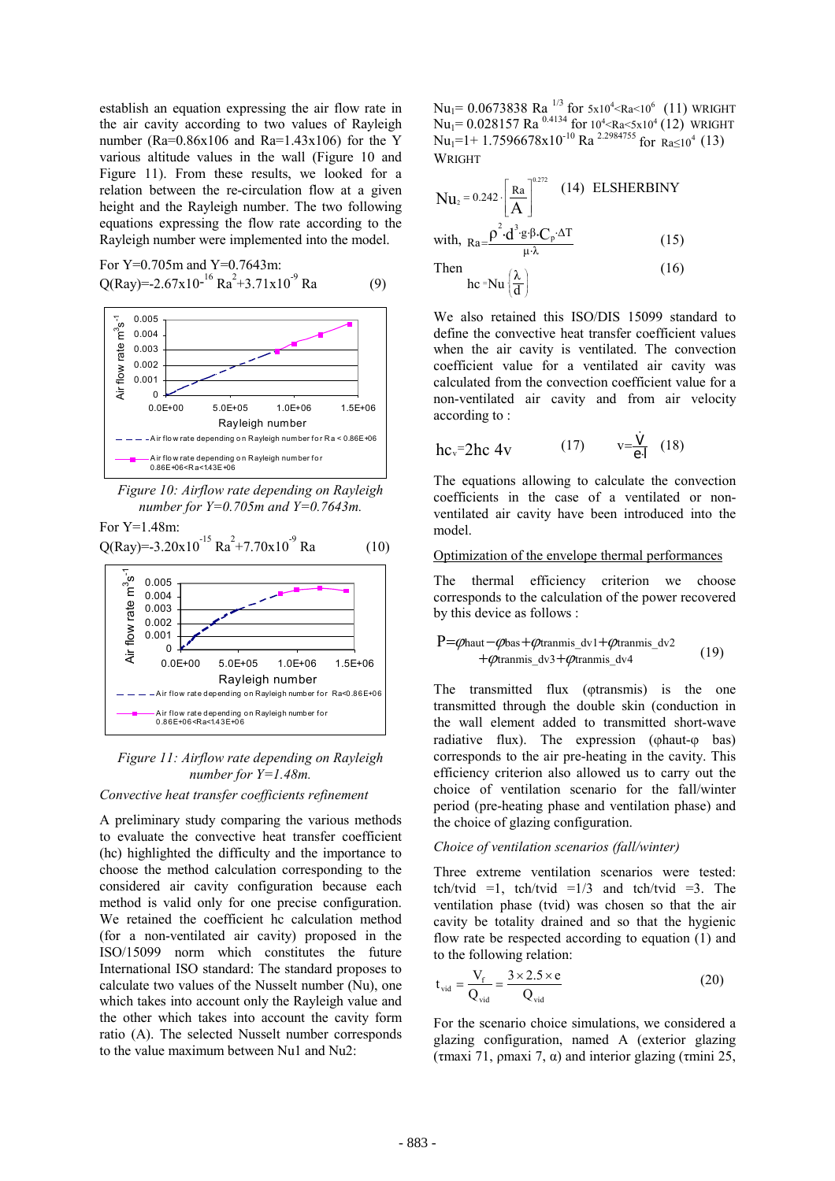establish an equation expressing the air flow rate in the air cavity according to two values of Rayleigh number (Ra=0.86x106 and Ra=1.43x106) for the Y various altitude values in the wall (Figure 10 and Figure 11). From these results, we looked for a relation between the re-circulation flow at a given height and the Rayleigh number. The two following equations expressing the flow rate according to the Rayleigh number were implemented into the model.

For Y=0.705m and Y=0.7643m:

$$Q(Ray) = -2.67\times10^{-16}\ Ra^2 + 3.71\times10^{-9}\ Ra \qquad (9)$$

*Figure 10: Airflow rate depending on Rayleigh number for Y=0.705m and Y=0.7643m.*

For Y=1.48m:

$$Q(Ray) = -3.20\times10^{-15}\ Ra^2 + 7.70\times10^{-9}\ Ra \qquad (10)$$

*Figure 11: Airflow rate depending on Rayleigh number for Y=1.48m.*

*Convective heat transfer coefficients refinement*

A preliminary study comparing the various methods to evaluate the convective heat transfer coefficient (hc) highlighted the difficulty and the importance to choose the method calculation corresponding to the considered air cavity configuration because each method is valid only for one precise configuration. We retained the coefficient hc calculation method (for a non-ventilated air cavity) proposed in the ISO/15099 norm which constitutes the future International ISO standard: The standard proposes to calculate two values of the Nusselt number (Nu), one which takes into account only the Rayleigh value and the other which takes into account the cavity form ratio (A). The selected Nusselt number corresponds to the value maximum between Nu1 and Nu2:

$$Nu_1 = 0.0673838\ Ra^{1/3} \text{ for } 5\times10^4<Ra<10^6 \quad (11) \text{ WRIGHT}$$

$$Nu_1 = 0.028157\ Ra^{0.4134} \text{ for } 10^4<Ra<5\times10^4 \quad (12) \text{ WRIGHT}$$

$$Nu_1 = 1 + 1.7596678\times10^{-10}\ Ra^{2.2984755} \text{ for } Ra\leq10^4 \quad (13)$$

WRIGHT

$$Nu_2 = 0.242\cdot\left[\frac{Ra}{A}\right]^{0.272} \quad (14) \text{ ELSHERBINY}$$

$$\text{with, } Ra = \frac{\rho^2\cdot d^3\cdot g\cdot\beta\cdot C_p\cdot\Delta T}{\mu\cdot\lambda} \qquad (15)$$

Then

$$hc = Nu\left(\frac{\lambda}{d}\right) \qquad (16)$$

We also retained this ISO/DIS 15099 standard to define the convective heat transfer coefficient values when the air cavity is ventilated. The convection coefficient value for a ventilated air cavity was calculated from the convection coefficient value for a non-ventilated air cavity and from air velocity according to :

$$hc_v = 2hc\ 4v \qquad (17) \qquad v = \frac{\dot{V}}{e\cdot l} \qquad (18)$$

The equations allowing to calculate the convection coefficients in the case of a ventilated or non-ventilated air cavity have been introduced into the model.

Optimization of the envelope thermal performances

The thermal efficiency criterion we choose corresponds to the calculation of the power recovered by this device as follows :

$$P = \varphi_{haut} - \varphi_{bas} + \varphi_{tranmis\_dv1} + \varphi_{tranmis\_dv2} + \varphi_{tranmis\_dv3} + \varphi_{tranmis\_dv4} \qquad (19)$$

The transmitted flux (φtransmis) is the one transmitted through the double skin (conduction in the wall element added to transmitted short-wave radiative flux). The expression (φhaut-φ bas) corresponds to the air pre-heating in the cavity. This efficiency criterion also allowed us to carry out the choice of ventilation scenario for the fall/winter period (pre-heating phase and ventilation phase) and the choice of glazing configuration.

*Choice of ventilation scenarios (fall/winter)*

Three extreme ventilation scenarios were tested: tch/tvid =1, tch/tvid =1/3 and tch/tvid =3. The ventilation phase (tvid) was chosen so that the air cavity be totality drained and so that the hygienic flow rate be respected according to equation (1) and to the following relation:

$$t_{vid} = \frac{V_f}{Q_{vid}} = \frac{3\times2.5\times e}{Q_{vid}} \qquad (20)$$

For the scenario choice simulations, we considered a glazing configuration, named A (exterior glazing (τmaxi 71, ρmaxi 7, α) and interior glazing (τmini 25,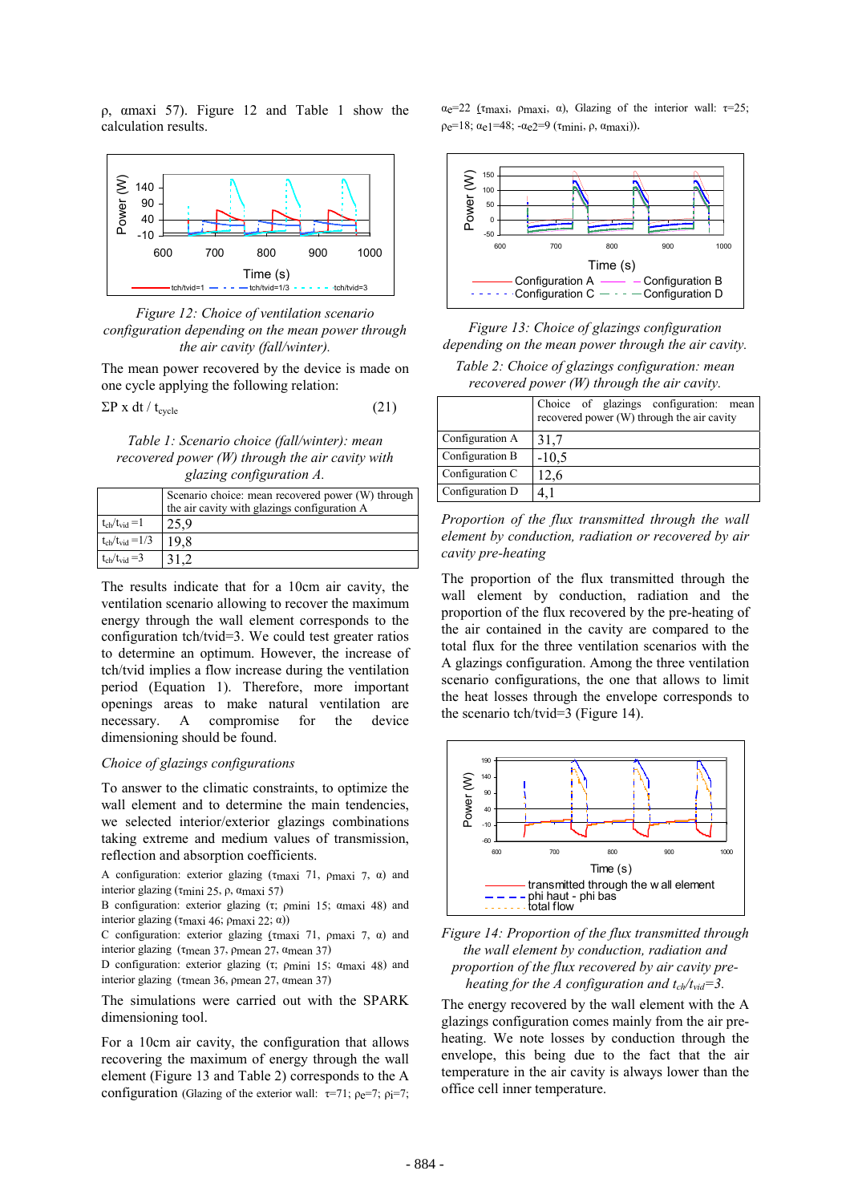ρ, αmaxi 57). Figure 12 and Table 1 show the calculation results.

*Figure 12: Choice of ventilation scenario configuration depending on the mean power through the air cavity (fall/winter).*

The mean power recovered by the device is made on one cycle applying the following relation:

$$\Sigma P \times dt / t_{cycle} \quad (21)$$

*Table 1: Scenario choice (fall/winter): mean recovered power (W) through the air cavity with glazing configuration A.*

| | Scenario choice: mean recovered power (W) through the air cavity with glazings configuration A |
|---|---|
| $t_{ch}/t_{vid}$ =1 | 25,9 |
| $t_{ch}/t_{vid}$ =1/3 | 19,8 |
| $t_{ch}/t_{vid}$ =3 | 31,2 |

The results indicate that for a 10cm air cavity, the ventilation scenario allowing to recover the maximum energy through the wall element corresponds to the configuration tch/tvid=3. We could test greater ratios to determine an optimum. However, the increase of tch/tvid implies a flow increase during the ventilation period (Equation 1). Therefore, more important openings areas to make natural ventilation are necessary. A compromise for the device dimensioning should be found.

*Choice of glazings configurations*

To answer to the climatic constraints, to optimize the wall element and to determine the main tendencies, we selected interior/exterior glazings combinations taking extreme and medium values of transmission, reflection and absorption coefficients.

A configuration: exterior glazing ($\tau_{maxi}$ 71, $\rho_{maxi}$ 7, α) and interior glazing ($\tau_{mini}$ 25, ρ, $\alpha_{maxi}$ 57)

B configuration: exterior glazing (τ; $\rho_{mini}$ 15; $\alpha_{maxi}$ 48) and interior glazing ($\tau_{maxi}$ 46; $\rho_{maxi}$ 22; α))

C configuration: exterior glazing ($\tau_{maxi}$ 71, $\rho_{maxi}$ 7, α) and interior glazing ($\tau_{mean}$ 37, $\rho_{mean}$ 27, $\alpha_{mean}$ 37)

D configuration: exterior glazing (τ; $\rho_{mini}$ 15; $\alpha_{maxi}$ 48) and interior glazing ($\tau_{mean}$ 36, $\rho_{mean}$ 27, $\alpha_{mean}$ 37)

The simulations were carried out with the SPARK dimensioning tool.

For a 10cm air cavity, the configuration that allows recovering the maximum of energy through the wall element (Figure 13 and Table 2) corresponds to the A configuration (Glazing of the exterior wall: τ=71; $\rho_e$=7; $\rho_i$=7; $\alpha_e$=22 ($\tau_{maxi}$, $\rho_{maxi}$, α), Glazing of the interior wall: τ=25; $\rho_e$=18; $\alpha_{e1}$=48; -$\alpha_{e2}$=9 ($\tau_{mini}$, ρ, $\alpha_{maxi}$)).

*Figure 13: Choice of glazings configuration depending on the mean power through the air cavity.*

*Table 2: Choice of glazings configuration: mean recovered power (W) through the air cavity.*

| | Choice of glazings configuration: mean recovered power (W) through the air cavity |
|---|---|
| Configuration A | 31,7 |
| Configuration B | -10,5 |
| Configuration C | 12,6 |
| Configuration D | 4,1 |

*Proportion of the flux transmitted through the wall element by conduction, radiation or recovered by air cavity pre-heating*

The proportion of the flux transmitted through the wall element by conduction, radiation and the proportion of the flux recovered by the pre-heating of the air contained in the cavity are compared to the total flux for the three ventilation scenarios with the A glazings configuration. Among the three ventilation scenario configurations, the one that allows to limit the heat losses through the envelope corresponds to the scenario tch/tvid=3 (Figure 14).

*Figure 14: Proportion of the flux transmitted through the wall element by conduction, radiation and proportion of the flux recovered by air cavity pre-heating for the A configuration and $t_{ch}/t_{vid}$=3.*

The energy recovered by the wall element with the A glazings configuration comes mainly from the air pre-heating. We note losses by conduction through the envelope, this being due to the fact that the air temperature in the air cavity is always lower than the office cell inner temperature.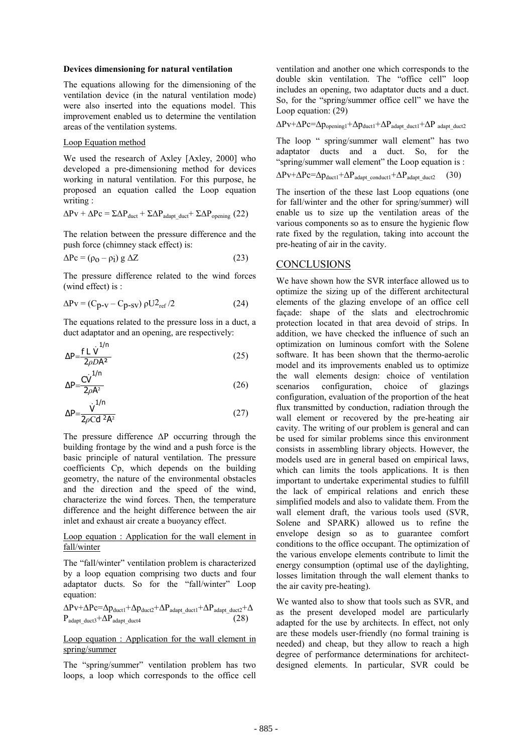**Devices dimensioning for natural ventilation**

The equations allowing for the dimensioning of the ventilation device (in the natural ventilation mode) were also inserted into the equations model. This improvement enabled us to determine the ventilation areas of the ventilation systems.

Loop Equation method

We used the research of Axley [Axley, 2000] who developed a pre-dimensioning method for devices working in natural ventilation. For this purpose, he proposed an equation called the Loop equation writing :

$$\Delta Pv + \Delta Pc = \Sigma\Delta P_{duct} + \Sigma\Delta P_{adapt\_duct} + \Sigma\Delta P_{opening} \quad (22)$$

The relation between the pressure difference and the push force (chimney stack effect) is:

$$\Delta Pc = (\rho_o - \rho_i)\, g\, \Delta Z \quad (23)$$

The pressure difference related to the wind forces (wind effect) is :

$$\Delta Pv = (C_{p\text{-}v} - C_{p\text{-}sv})\, \rho U^2_{ref}/2 \quad (24)$$

The equations related to the pressure loss in a duct, a duct adaptator and an opening, are respectively:

$$\Delta P = \frac{f\, L\, \dot{V}^{1/n}}{2\rho D A^2} \quad (25)$$

$$\Delta P = \frac{C\dot{V}^{1/n}}{2\rho A^2} \quad (26)$$

$$\Delta P = \frac{\dot{V}^{1/n}}{2\rho C d^2 A^2} \quad (27)$$

The pressure difference ΔP occurring through the building frontage by the wind and a push force is the basic principle of natural ventilation. The pressure coefficients Cp, which depends on the building geometry, the nature of the environmental obstacles and the direction and the speed of the wind, characterize the wind forces. Then, the temperature difference and the height difference between the air inlet and exhaust air create a buoyancy effect.

Loop equation : Application for the wall element in fall/winter

The "fall/winter" ventilation problem is characterized by a loop equation comprising two ducts and four adaptator ducts. So for the "fall/winter" Loop equation:

$$\Delta Pv + \Delta Pc = \Delta p_{duct1} + \Delta p_{duct2} + \Delta P_{adapt\_duct1} + \Delta P_{adapt\_duct2} + \Delta P_{adapt\_duct3} + \Delta P_{adapt\_duct4} \quad (28)$$

Loop equation : Application for the wall element in spring/summer

The "spring/summer" ventilation problem has two loops, a loop which corresponds to the office cell ventilation and another one which corresponds to the double skin ventilation. The "office cell" loop includes an opening, two adaptator ducts and a duct. So, for the "spring/summer office cell" we have the Loop equation: (29)

$$\Delta Pv + \Delta Pc = \Delta p_{opening1} + \Delta p_{duct1} + \Delta P_{adapt\_duct1} + \Delta P_{adapt\_duct2}$$

The loop " spring/summer wall element" has two adaptator ducts and a duct. So, for the "spring/summer wall element" the Loop equation is :

$$\Delta Pv + \Delta Pc = \Delta p_{duct1} + \Delta P_{adapt\_conduct1} + \Delta P_{adapt\_duct2} \quad (30)$$

The insertion of the these last Loop equations (one for fall/winter and the other for spring/summer) will enable us to size up the ventilation areas of the various components so as to ensure the hygienic flow rate fixed by the regulation, taking into account the pre-heating of air in the cavity.

## CONCLUSIONS

We have shown how the SVR interface allowed us to optimize the sizing up of the different architectural elements of the glazing envelope of an office cell façade: shape of the slats and electrochromic protection located in that area devoid of strips. In addition, we have checked the influence of such an optimization on luminous comfort with the Solene software. It has been shown that the thermo-aerolic model and its improvements enabled us to optimize the wall elements design: choice of ventilation scenarios configuration, choice of glazings configuration, evaluation of the proportion of the heat flux transmitted by conduction, radiation through the wall element or recovered by the pre-heating air cavity. The writing of our problem is general and can be used for similar problems since this environment consists in assembling library objects. However, the models used are in general based on empirical laws, which can limits the tools applications. It is then important to undertake experimental studies to fulfill the lack of empirical relations and enrich these simplified models and also to validate them. From the wall element draft, the various tools used (SVR, Solene and SPARK) allowed us to refine the envelope design so as to guarantee comfort conditions to the office occupant. The optimization of the various envelope elements contribute to limit the energy consumption (optimal use of the daylighting, losses limitation through the wall element thanks to the air cavity pre-heating).

We wanted also to show that tools such as SVR, and as the present developed model are particularly adapted for the use by architects. In effect, not only are these models user-friendly (no formal training is needed) and cheap, but they allow to reach a high degree of performance determinations for architect-designed elements. In particular, SVR could be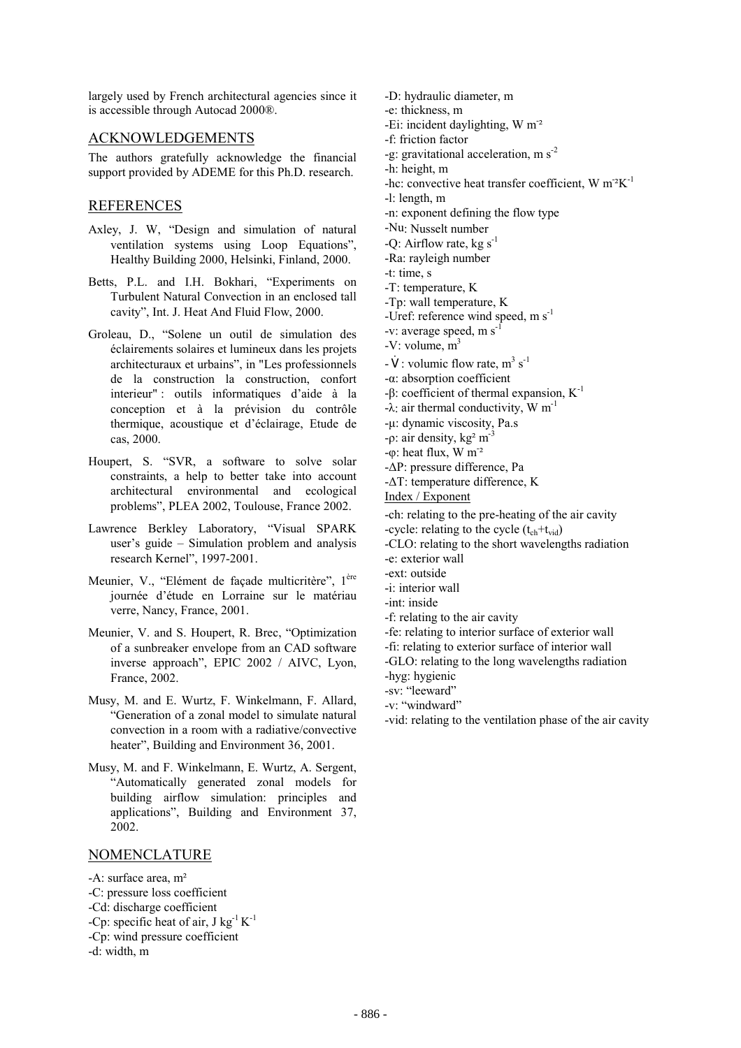largely used by French architectural agencies since it is accessible through Autocad 2000®.

## ACKNOWLEDGEMENTS

The authors gratefully acknowledge the financial support provided by ADEME for this Ph.D. research.

## REFERENCES

Axley, J. W, "Design and simulation of natural ventilation systems using Loop Equations", Healthy Building 2000, Helsinki, Finland, 2000.

Betts, P.L. and I.H. Bokhari, "Experiments on Turbulent Natural Convection in an enclosed tall cavity", Int. J. Heat And Fluid Flow, 2000.

Groleau, D., "Solene un outil de simulation des éclairements solaires et lumineux dans les projets architecturaux et urbains", in "Les professionnels de la construction la construction, confort interieur" : outils informatiques d'aide à la conception et à la prévision du contrôle thermique, acoustique et d'éclairage, Etude de cas, 2000.

Houpert, S. "SVR, a software to solve solar constraints, a help to better take into account architectural environmental and ecological problems", PLEA 2002, Toulouse, France 2002.

Lawrence Berkley Laboratory, "Visual SPARK user's guide – Simulation problem and analysis research Kernel", 1997-2001.

Meunier, V., "Elément de façade multicritère", 1ère journée d'étude en Lorraine sur le matériau verre, Nancy, France, 2001.

Meunier, V. and S. Houpert, R. Brec, "Optimization of a sunbreaker envelope from an CAD software inverse approach", EPIC 2002 / AIVC, Lyon, France, 2002.

Musy, M. and E. Wurtz, F. Winkelmann, F. Allard, "Generation of a zonal model to simulate natural convection in a room with a radiative/convective heater", Building and Environment 36, 2001.

Musy, M. and F. Winkelmann, E. Wurtz, A. Sergent, "Automatically generated zonal models for building airflow simulation: principles and applications", Building and Environment 37, 2002.

## NOMENCLATURE

-A: surface area, m²
-C: pressure loss coefficient
-Cd: discharge coefficient
-Cp: specific heat of air, J $kg^{-1}$ $K^{-1}$
-Cp: wind pressure coefficient
-d: width, m
-D: hydraulic diameter, m
-e: thickness, m
-Ei: incident daylighting, W $m^{-2}$
-f: friction factor
-g: gravitational acceleration, m $s^{-2}$
-h: height, m
-hc: convective heat transfer coefficient, W $m^{-2}K^{-1}$
-l: length, m
-n: exponent defining the flow type
-Nu: Nusselt number
-Q: Airflow rate, kg $s^{-1}$
-Ra: rayleigh number
-t: time, s
-T: temperature, K
-Tp: wall temperature, K
-Uref: reference wind speed, m $s^{-1}$
-v: average speed, m $s^{-1}$
-V: volume, $m^3$
-$\dot{V}$: volumic flow rate, $m^3$ $s^{-1}$
-α: absorption coefficient
-β: coefficient of thermal expansion, $K^{-1}$
-λ: air thermal conductivity, W $m^{-1}$
-μ: dynamic viscosity, Pa.s
-ρ: air density, kg² $m^{-3}$
-φ: heat flux, W $m^{-2}$
-ΔP: pressure difference, Pa
-ΔT: temperature difference, K

Index / Exponent

-ch: relating to the pre-heating of the air cavity
-cycle: relating to the cycle ($t_{ch}$+$t_{vid}$)
-CLO: relating to the short wavelengths radiation
-e: exterior wall
-ext: outside
-i: interior wall
-int: inside
-f: relating to the air cavity
-fe: relating to interior surface of exterior wall
-fi: relating to exterior surface of interior wall
-GLO: relating to the long wavelengths radiation
-hyg: hygienic
-sv: "leeward"
-v: "windward"
-vid: relating to the ventilation phase of the air cavity